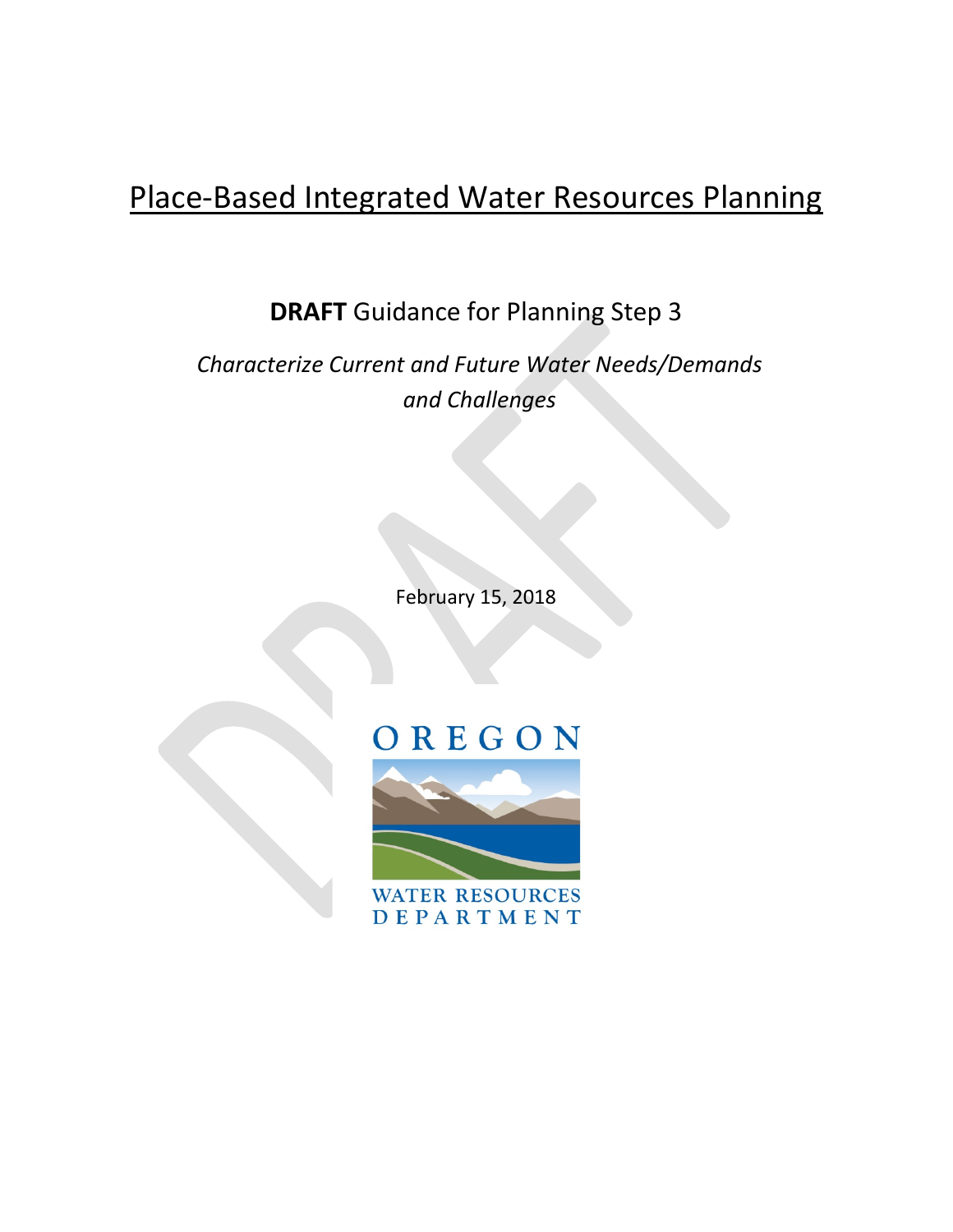# Place-Based Integrated Water Resources Planning

**DRAFT** Guidance for Planning Step 3

*Characterize Current and Future Water Needs/Demands and Challenges*

February 15, 2018

OREGON

WATER RESOURCES DEPARTMENT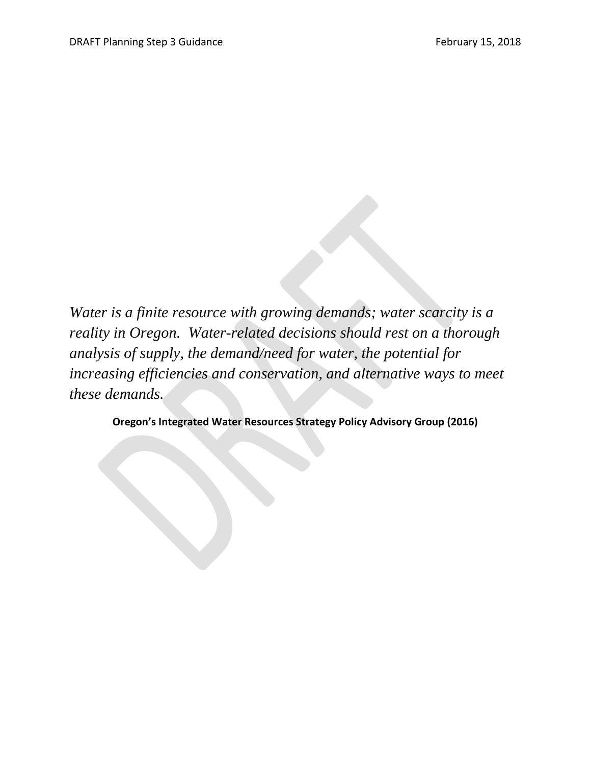*Water is a finite resource with growing demands; water scarcity is a reality in Oregon. Water-related decisions should rest on a thorough analysis of supply, the demand/need for water, the potential for increasing efficiencies and conservation, and alternative ways to meet these demands.*

**Oregon's Integrated Water Resources Strategy Policy Advisory Group (2016)**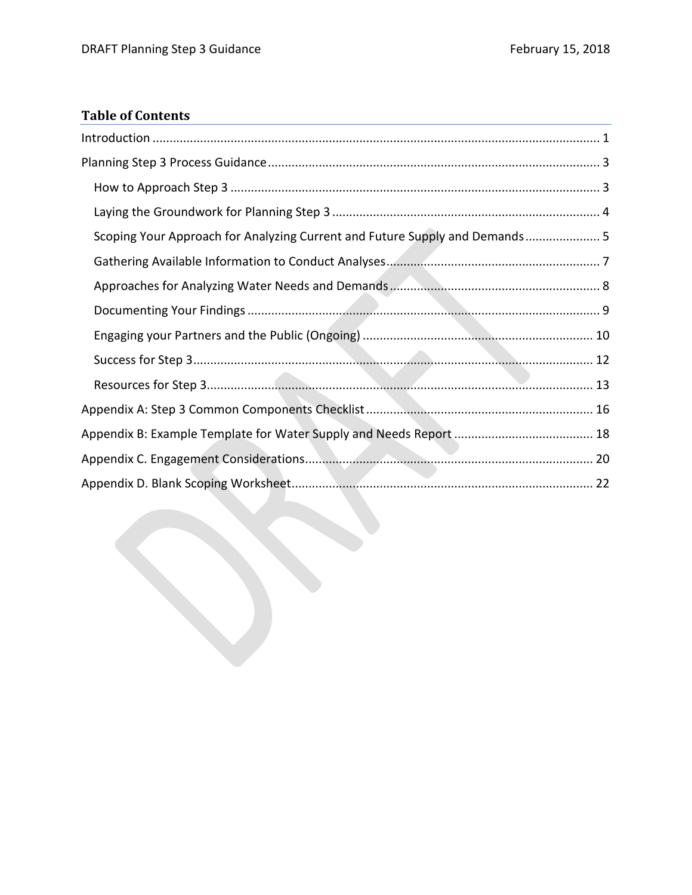## Table of Contents

- Introduction ..... 1
- Planning Step 3 Process Guidance ..... 3
  - How to Approach Step 3 ..... 3
  - Laying the Groundwork for Planning Step 3 ..... 4
  - Scoping Your Approach for Analyzing Current and Future Supply and Demands ..... 5
  - Gathering Available Information to Conduct Analyses ..... 7
  - Approaches for Analyzing Water Needs and Demands ..... 8
  - Documenting Your Findings ..... 9
  - Engaging your Partners and the Public (Ongoing) ..... 10
  - Success for Step 3 ..... 12
  - Resources for Step 3 ..... 13
- Appendix A: Step 3 Common Components Checklist ..... 16
- Appendix B: Example Template for Water Supply and Needs Report ..... 18
- Appendix C. Engagement Considerations ..... 20
- Appendix D. Blank Scoping Worksheet ..... 22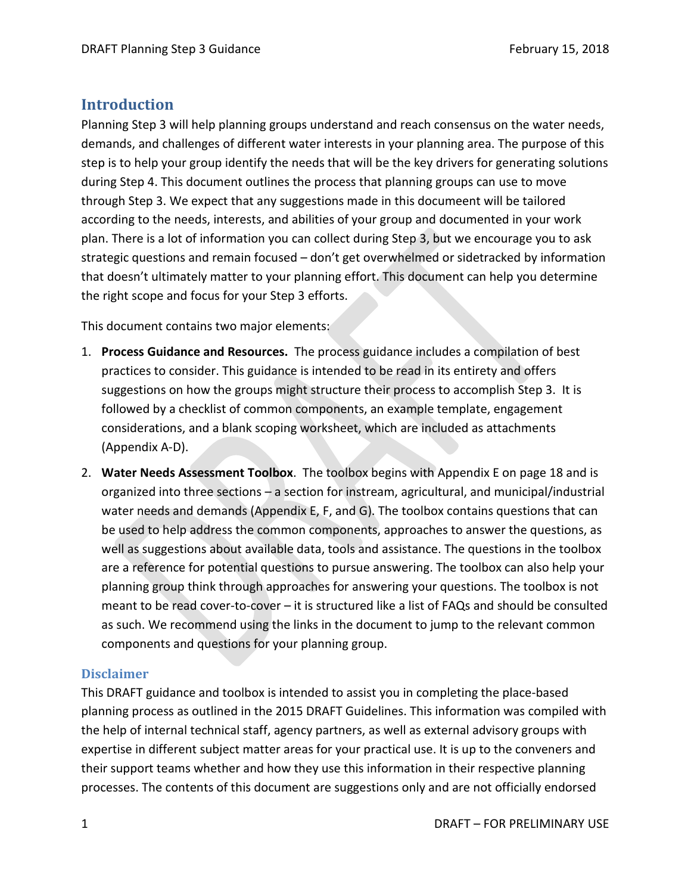## Introduction

Planning Step 3 will help planning groups understand and reach consensus on the water needs, demands, and challenges of different water interests in your planning area. The purpose of this step is to help your group identify the needs that will be the key drivers for generating solutions during Step 4. This document outlines the process that planning groups can use to move through Step 3. We expect that any suggestions made in this documeent will be tailored according to the needs, interests, and abilities of your group and documented in your work plan. There is a lot of information you can collect during Step 3, but we encourage you to ask strategic questions and remain focused – don't get overwhelmed or sidetracked by information that doesn't ultimately matter to your planning effort. This document can help you determine the right scope and focus for your Step 3 efforts.

This document contains two major elements:

1. **Process Guidance and Resources.** The process guidance includes a compilation of best practices to consider. This guidance is intended to be read in its entirety and offers suggestions on how the groups might structure their process to accomplish Step 3. It is followed by a checklist of common components, an example template, engagement considerations, and a blank scoping worksheet, which are included as attachments (Appendix A-D).
2. **Water Needs Assessment Toolbox**. The toolbox begins with Appendix E on page 18 and is organized into three sections – a section for instream, agricultural, and municipal/industrial water needs and demands (Appendix E, F, and G). The toolbox contains questions that can be used to help address the common components, approaches to answer the questions, as well as suggestions about available data, tools and assistance. The questions in the toolbox are a reference for potential questions to pursue answering. The toolbox can also help your planning group think through approaches for answering your questions. The toolbox is not meant to be read cover-to-cover – it is structured like a list of FAQs and should be consulted as such. We recommend using the links in the document to jump to the relevant common components and questions for your planning group.

### Disclaimer

This DRAFT guidance and toolbox is intended to assist you in completing the place-based planning process as outlined in the 2015 DRAFT Guidelines. This information was compiled with the help of internal technical staff, agency partners, as well as external advisory groups with expertise in different subject matter areas for your practical use. It is up to the conveners and their support teams whether and how they use this information in their respective planning processes. The contents of this document are suggestions only and are not officially endorsed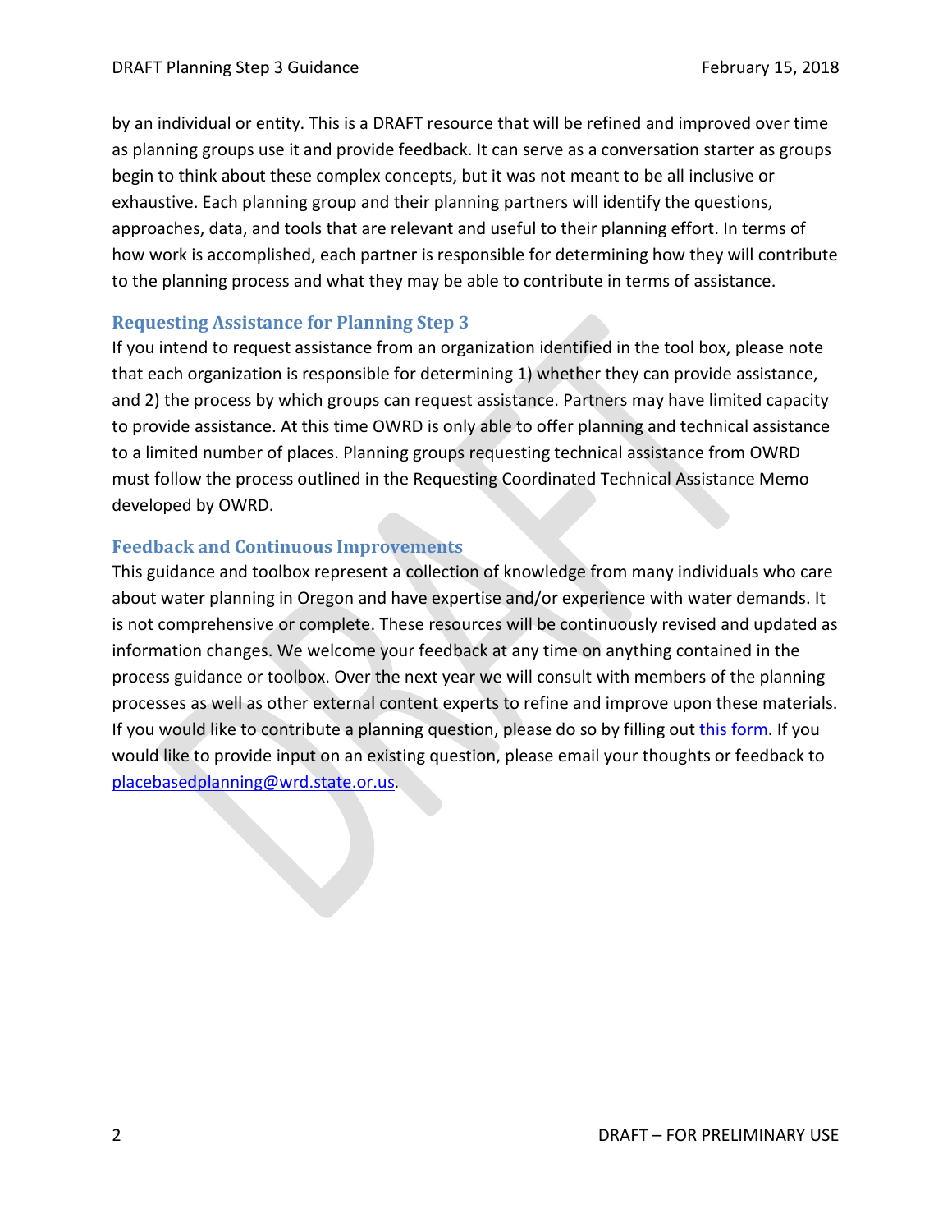by an individual or entity. This is a DRAFT resource that will be refined and improved over time as planning groups use it and provide feedback. It can serve as a conversation starter as groups begin to think about these complex concepts, but it was not meant to be all inclusive or exhaustive. Each planning group and their planning partners will identify the questions, approaches, data, and tools that are relevant and useful to their planning effort. In terms of how work is accomplished, each partner is responsible for determining how they will contribute to the planning process and what they may be able to contribute in terms of assistance.

## Requesting Assistance for Planning Step 3

If you intend to request assistance from an organization identified in the tool box, please note that each organization is responsible for determining 1) whether they can provide assistance, and 2) the process by which groups can request assistance. Partners may have limited capacity to provide assistance. At this time OWRD is only able to offer planning and technical assistance to a limited number of places. Planning groups requesting technical assistance from OWRD must follow the process outlined in the Requesting Coordinated Technical Assistance Memo developed by OWRD.

## Feedback and Continuous Improvements

This guidance and toolbox represent a collection of knowledge from many individuals who care about water planning in Oregon and have expertise and/or experience with water demands. It is not comprehensive or complete. These resources will be continuously revised and updated as information changes. We welcome your feedback at any time on anything contained in the process guidance or toolbox. Over the next year we will consult with members of the planning processes as well as other external content experts to refine and improve upon these materials. If you would like to contribute a planning question, please do so by filling out this form. If you would like to provide input on an existing question, please email your thoughts or feedback to placebasedplanning@wrd.state.or.us.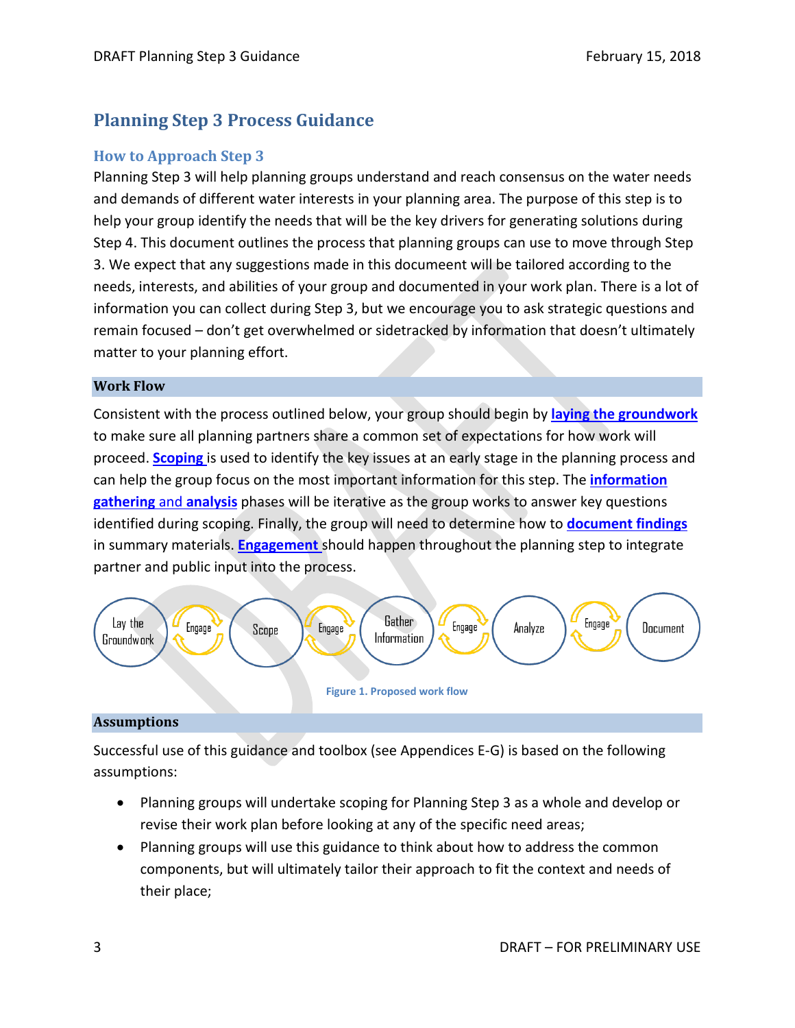## Planning Step 3 Process Guidance

### How to Approach Step 3

Planning Step 3 will help planning groups understand and reach consensus on the water needs and demands of different water interests in your planning area. The purpose of this step is to help your group identify the needs that will be the key drivers for generating solutions during Step 4. This document outlines the process that planning groups can use to move through Step 3. We expect that any suggestions made in this documeent will be tailored according to the needs, interests, and abilities of your group and documented in your work plan. There is a lot of information you can collect during Step 3, but we encourage you to ask strategic questions and remain focused – don't get overwhelmed or sidetracked by information that doesn't ultimately matter to your planning effort.

**Work Flow**

Consistent with the process outlined below, your group should begin by **laying the groundwork** to make sure all planning partners share a common set of expectations for how work will proceed. **Scoping** is used to identify the key issues at an early stage in the planning process and can help the group focus on the most important information for this step. The **information gathering** and **analysis** phases will be iterative as the group works to answer key questions identified during scoping. Finally, the group will need to determine how to **document findings** in summary materials. **Engagement** should happen throughout the planning step to integrate partner and public input into the process.

Lay the Groundwork → Engage → Scope → Engage → Gather Information → Engage → Analyze → Engage → Document

Figure 1. Proposed work flow

**Assumptions**

Successful use of this guidance and toolbox (see Appendices E-G) is based on the following assumptions:

- Planning groups will undertake scoping for Planning Step 3 as a whole and develop or revise their work plan before looking at any of the specific need areas;
- Planning groups will use this guidance to think about how to address the common components, but will ultimately tailor their approach to fit the context and needs of their place;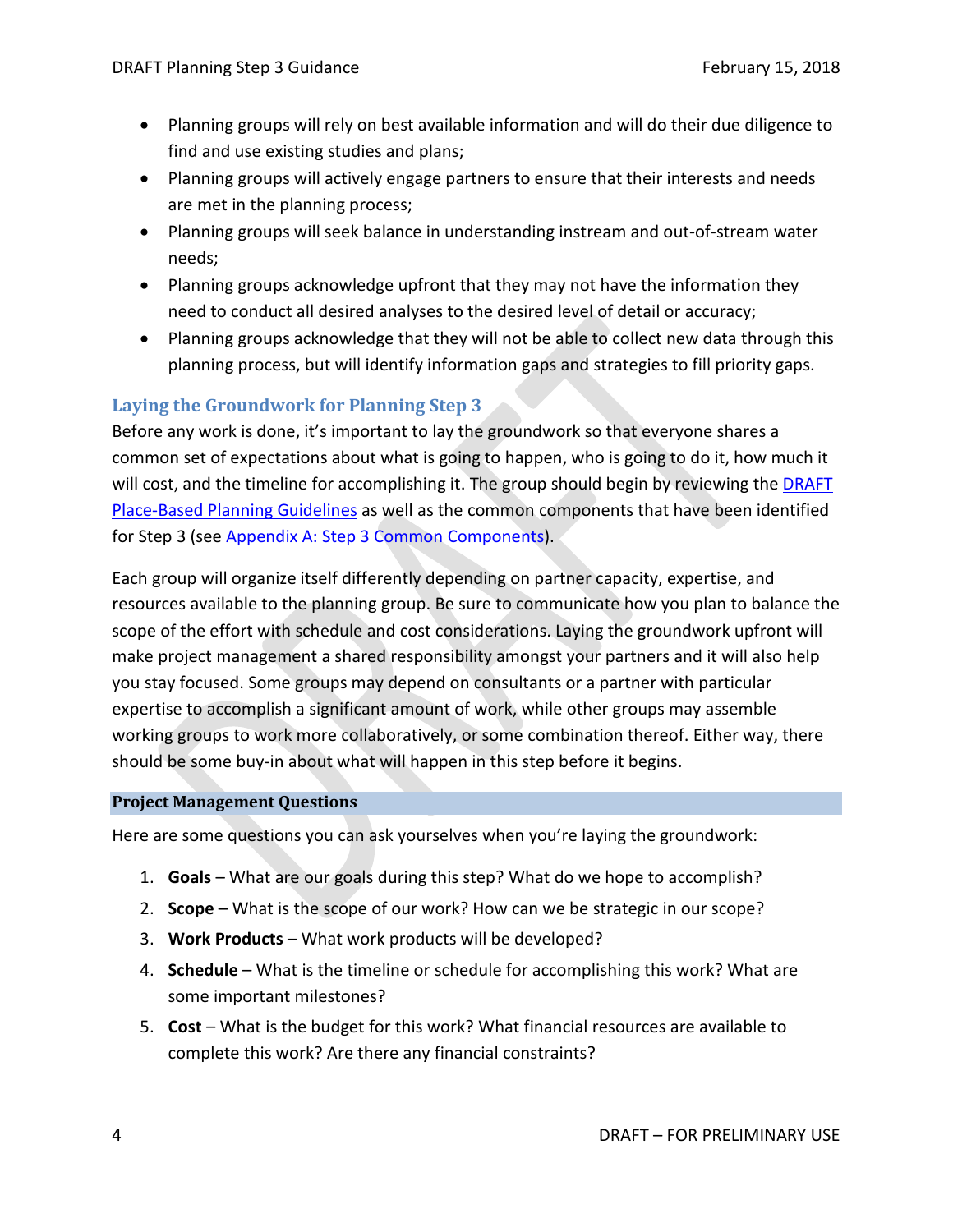- Planning groups will rely on best available information and will do their due diligence to find and use existing studies and plans;
- Planning groups will actively engage partners to ensure that their interests and needs are met in the planning process;
- Planning groups will seek balance in understanding instream and out-of-stream water needs;
- Planning groups acknowledge upfront that they may not have the information they need to conduct all desired analyses to the desired level of detail or accuracy;
- Planning groups acknowledge that they will not be able to collect new data through this planning process, but will identify information gaps and strategies to fill priority gaps.

## Laying the Groundwork for Planning Step 3

Before any work is done, it's important to lay the groundwork so that everyone shares a common set of expectations about what is going to happen, who is going to do it, how much it will cost, and the timeline for accomplishing it. The group should begin by reviewing the DRAFT Place-Based Planning Guidelines as well as the common components that have been identified for Step 3 (see Appendix A: Step 3 Common Components).

Each group will organize itself differently depending on partner capacity, expertise, and resources available to the planning group. Be sure to communicate how you plan to balance the scope of the effort with schedule and cost considerations. Laying the groundwork upfront will make project management a shared responsibility amongst your partners and it will also help you stay focused. Some groups may depend on consultants or a partner with particular expertise to accomplish a significant amount of work, while other groups may assemble working groups to work more collaboratively, or some combination thereof. Either way, there should be some buy-in about what will happen in this step before it begins.

### Project Management Questions

Here are some questions you can ask yourselves when you're laying the groundwork:

1. **Goals** – What are our goals during this step? What do we hope to accomplish?
2. **Scope** – What is the scope of our work? How can we be strategic in our scope?
3. **Work Products** – What work products will be developed?
4. **Schedule** – What is the timeline or schedule for accomplishing this work? What are some important milestones?
5. **Cost** – What is the budget for this work? What financial resources are available to complete this work? Are there any financial constraints?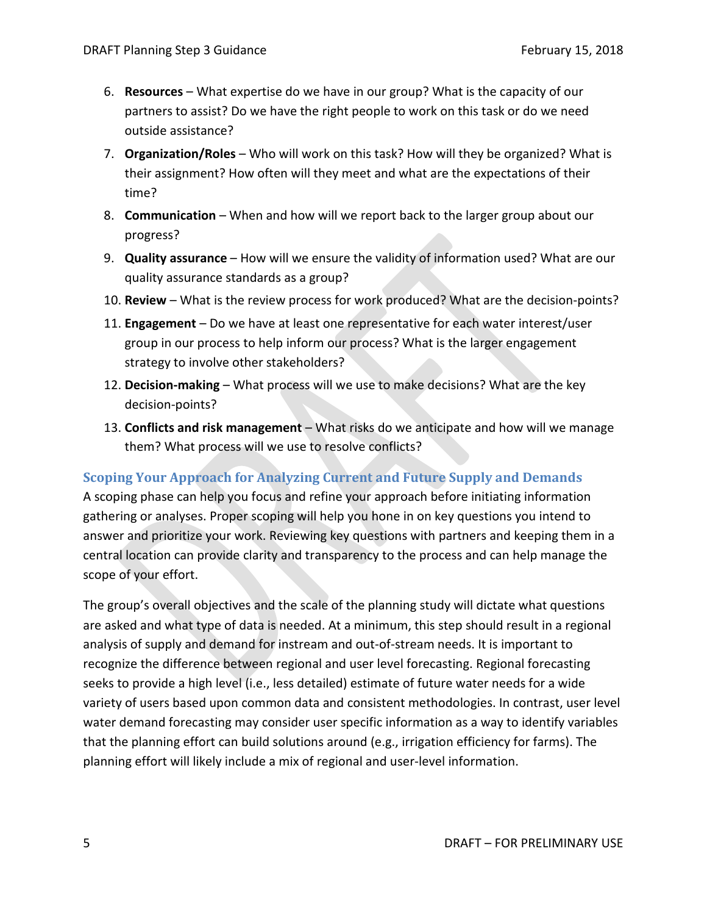6. **Resources** – What expertise do we have in our group? What is the capacity of our partners to assist? Do we have the right people to work on this task or do we need outside assistance?
7. **Organization/Roles** – Who will work on this task? How will they be organized? What is their assignment? How often will they meet and what are the expectations of their time?
8. **Communication** – When and how will we report back to the larger group about our progress?
9. **Quality assurance** – How will we ensure the validity of information used? What are our quality assurance standards as a group?
10. **Review** – What is the review process for work produced? What are the decision-points?
11. **Engagement** – Do we have at least one representative for each water interest/user group in our process to help inform our process? What is the larger engagement strategy to involve other stakeholders?
12. **Decision-making** – What process will we use to make decisions? What are the key decision-points?
13. **Conflicts and risk management** – What risks do we anticipate and how will we manage them? What process will we use to resolve conflicts?

## Scoping Your Approach for Analyzing Current and Future Supply and Demands

A scoping phase can help you focus and refine your approach before initiating information gathering or analyses. Proper scoping will help you hone in on key questions you intend to answer and prioritize your work. Reviewing key questions with partners and keeping them in a central location can provide clarity and transparency to the process and can help manage the scope of your effort.

The group's overall objectives and the scale of the planning study will dictate what questions are asked and what type of data is needed. At a minimum, this step should result in a regional analysis of supply and demand for instream and out-of-stream needs. It is important to recognize the difference between regional and user level forecasting. Regional forecasting seeks to provide a high level (i.e., less detailed) estimate of future water needs for a wide variety of users based upon common data and consistent methodologies. In contrast, user level water demand forecasting may consider user specific information as a way to identify variables that the planning effort can build solutions around (e.g., irrigation efficiency for farms). The planning effort will likely include a mix of regional and user-level information.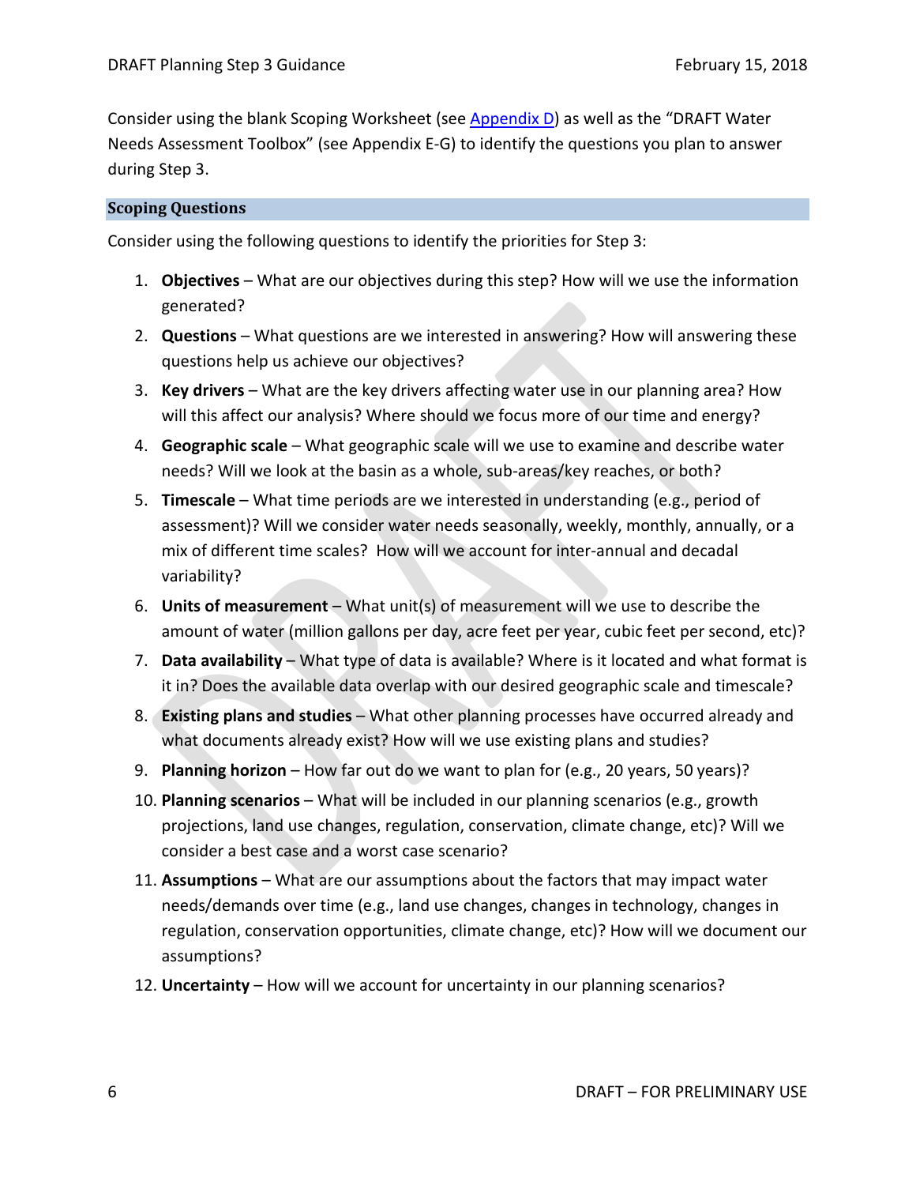Consider using the blank Scoping Worksheet (see [Appendix D](#)) as well as the "DRAFT Water Needs Assessment Toolbox" (see Appendix E-G) to identify the questions you plan to answer during Step 3.

### Scoping Questions

Consider using the following questions to identify the priorities for Step 3:

1. **Objectives** – What are our objectives during this step? How will we use the information generated?
2. **Questions** – What questions are we interested in answering? How will answering these questions help us achieve our objectives?
3. **Key drivers** – What are the key drivers affecting water use in our planning area? How will this affect our analysis? Where should we focus more of our time and energy?
4. **Geographic scale** – What geographic scale will we use to examine and describe water needs? Will we look at the basin as a whole, sub-areas/key reaches, or both?
5. **Timescale** – What time periods are we interested in understanding (e.g., period of assessment)? Will we consider water needs seasonally, weekly, monthly, annually, or a mix of different time scales? How will we account for inter-annual and decadal variability?
6. **Units of measurement** – What unit(s) of measurement will we use to describe the amount of water (million gallons per day, acre feet per year, cubic feet per second, etc)?
7. **Data availability** – What type of data is available? Where is it located and what format is it in? Does the available data overlap with our desired geographic scale and timescale?
8. **Existing plans and studies** – What other planning processes have occurred already and what documents already exist? How will we use existing plans and studies?
9. **Planning horizon** – How far out do we want to plan for (e.g., 20 years, 50 years)?
10. **Planning scenarios** – What will be included in our planning scenarios (e.g., growth projections, land use changes, regulation, conservation, climate change, etc)? Will we consider a best case and a worst case scenario?
11. **Assumptions** – What are our assumptions about the factors that may impact water needs/demands over time (e.g., land use changes, changes in technology, changes in regulation, conservation opportunities, climate change, etc)? How will we document our assumptions?
12. **Uncertainty** – How will we account for uncertainty in our planning scenarios?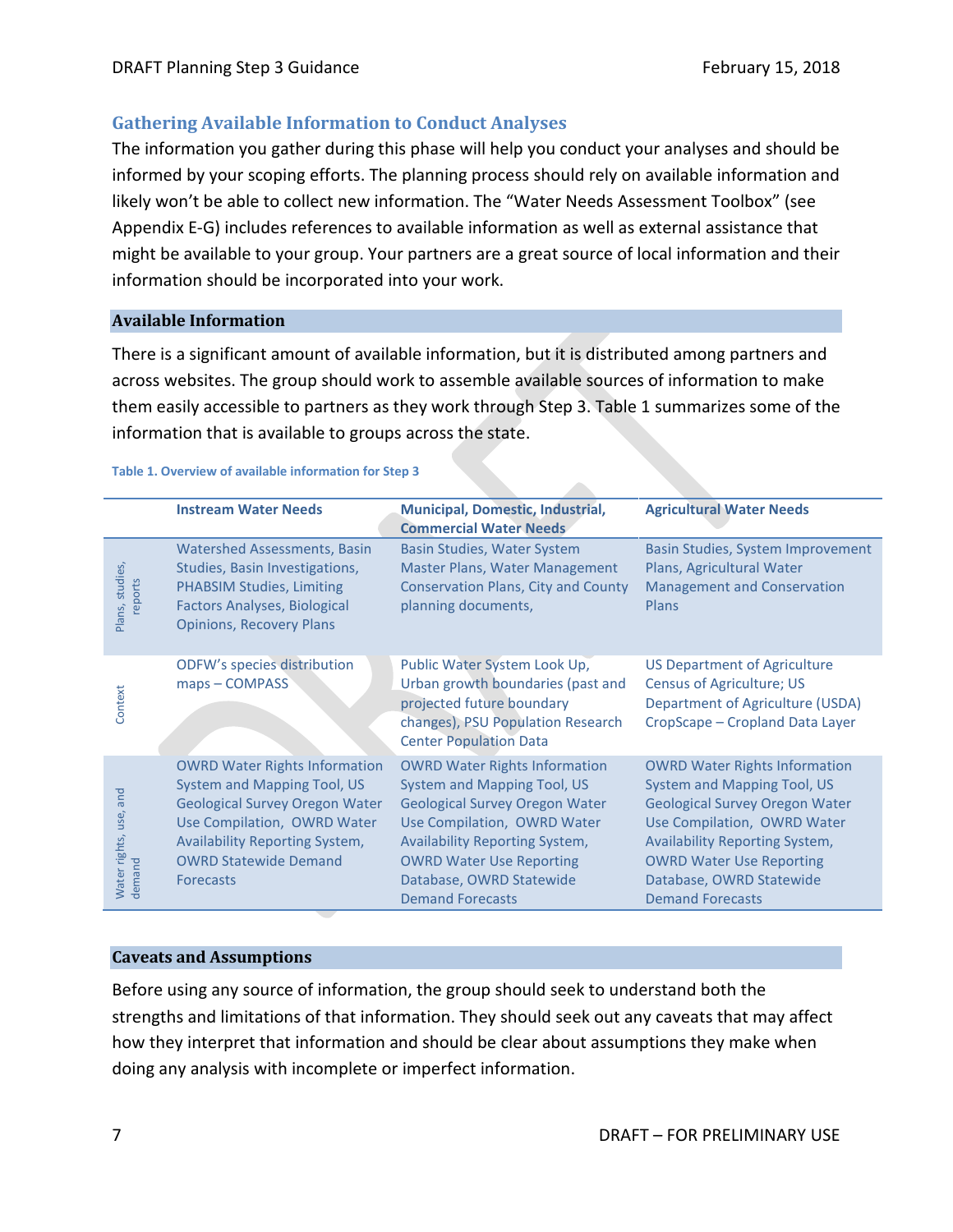## Gathering Available Information to Conduct Analyses

The information you gather during this phase will help you conduct your analyses and should be informed by your scoping efforts. The planning process should rely on available information and likely won't be able to collect new information. The "Water Needs Assessment Toolbox" (see Appendix E-G) includes references to available information as well as external assistance that might be available to your group. Your partners are a great source of local information and their information should be incorporated into your work.

### Available Information

There is a significant amount of available information, but it is distributed among partners and across websites. The group should work to assemble available sources of information to make them easily accessible to partners as they work through Step 3. Table 1 summarizes some of the information that is available to groups across the state.

**Table 1. Overview of available information for Step 3**

| | Instream Water Needs | Municipal, Domestic, Industrial, Commercial Water Needs | Agricultural Water Needs |
|---|---|---|---|
| Plans, studies, reports | Watershed Assessments, Basin Studies, Basin Investigations, PHABSIM Studies, Limiting Factors Analyses, Biological Opinions, Recovery Plans | Basin Studies, Water System Master Plans, Water Management Conservation Plans, City and County planning documents, | Basin Studies, System Improvement Plans, Agricultural Water Management and Conservation Plans |
| Context | ODFW's species distribution maps – COMPASS | Public Water System Look Up, Urban growth boundaries (past and projected future boundary changes), PSU Population Research Center Population Data | US Department of Agriculture Census of Agriculture; US Department of Agriculture (USDA) CropScape – Cropland Data Layer |
| Water rights, use, and demand | OWRD Water Rights Information System and Mapping Tool, US Geological Survey Oregon Water Use Compilation, OWRD Water Availability Reporting System, OWRD Statewide Demand Forecasts | OWRD Water Rights Information System and Mapping Tool, US Geological Survey Oregon Water Use Compilation, OWRD Water Availability Reporting System, OWRD Water Use Reporting Database, OWRD Statewide Demand Forecasts | OWRD Water Rights Information System and Mapping Tool, US Geological Survey Oregon Water Use Compilation, OWRD Water Availability Reporting System, OWRD Water Use Reporting Database, OWRD Statewide Demand Forecasts |

### Caveats and Assumptions

Before using any source of information, the group should seek to understand both the strengths and limitations of that information. They should seek out any caveats that may affect how they interpret that information and should be clear about assumptions they make when doing any analysis with incomplete or imperfect information.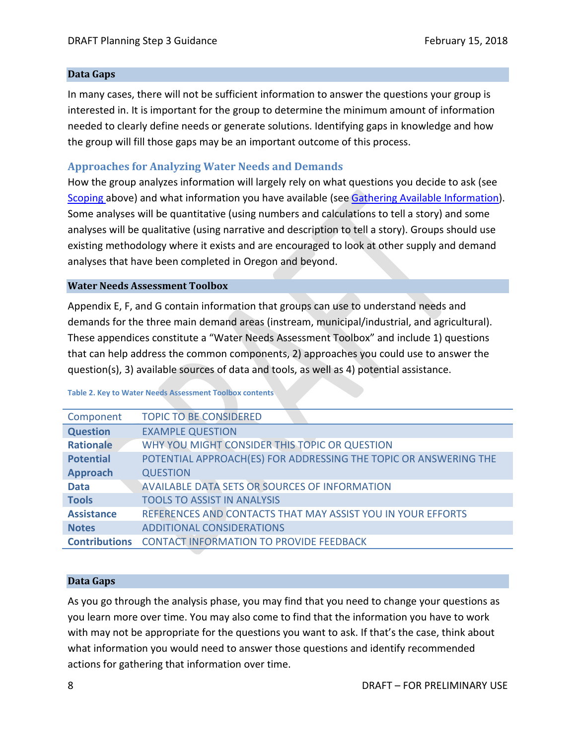### Data Gaps

In many cases, there will not be sufficient information to answer the questions your group is interested in. It is important for the group to determine the minimum amount of information needed to clearly define needs or generate solutions. Identifying gaps in knowledge and how the group will fill those gaps may be an important outcome of this process.

## Approaches for Analyzing Water Needs and Demands

How the group analyzes information will largely rely on what questions you decide to ask (see [Scoping](#) above) and what information you have available (see [Gathering Available Information](#)). Some analyses will be quantitative (using numbers and calculations to tell a story) and some analyses will be qualitative (using narrative and description to tell a story). Groups should use existing methodology where it exists and are encouraged to look at other supply and demand analyses that have been completed in Oregon and beyond.

### Water Needs Assessment Toolbox

Appendix E, F, and G contain information that groups can use to understand needs and demands for the three main demand areas (instream, municipal/industrial, and agricultural). These appendices constitute a "Water Needs Assessment Toolbox" and include 1) questions that can help address the common components, 2) approaches you could use to answer the question(s), 3) available sources of data and tools, as well as 4) potential assistance.

Table 2. Key to Water Needs Assessment Toolbox contents

| Component | TOPIC TO BE CONSIDERED |
|---|---|
| **Question** | EXAMPLE QUESTION |
| **Rationale** | WHY YOU MIGHT CONSIDER THIS TOPIC OR QUESTION |
| **Potential Approach** | POTENTIAL APPROACH(ES) FOR ADDRESSING THE TOPIC OR ANSWERING THE QUESTION |
| **Data** | AVAILABLE DATA SETS OR SOURCES OF INFORMATION |
| **Tools** | TOOLS TO ASSIST IN ANALYSIS |
| **Assistance** | REFERENCES AND CONTACTS THAT MAY ASSIST YOU IN YOUR EFFORTS |
| **Notes** | ADDITIONAL CONSIDERATIONS |
| **Contributions** | CONTACT INFORMATION TO PROVIDE FEEDBACK |

### Data Gaps

As you go through the analysis phase, you may find that you need to change your questions as you learn more over time. You may also come to find that the information you have to work with may not be appropriate for the questions you want to ask. If that's the case, think about what information you would need to answer those questions and identify recommended actions for gathering that information over time.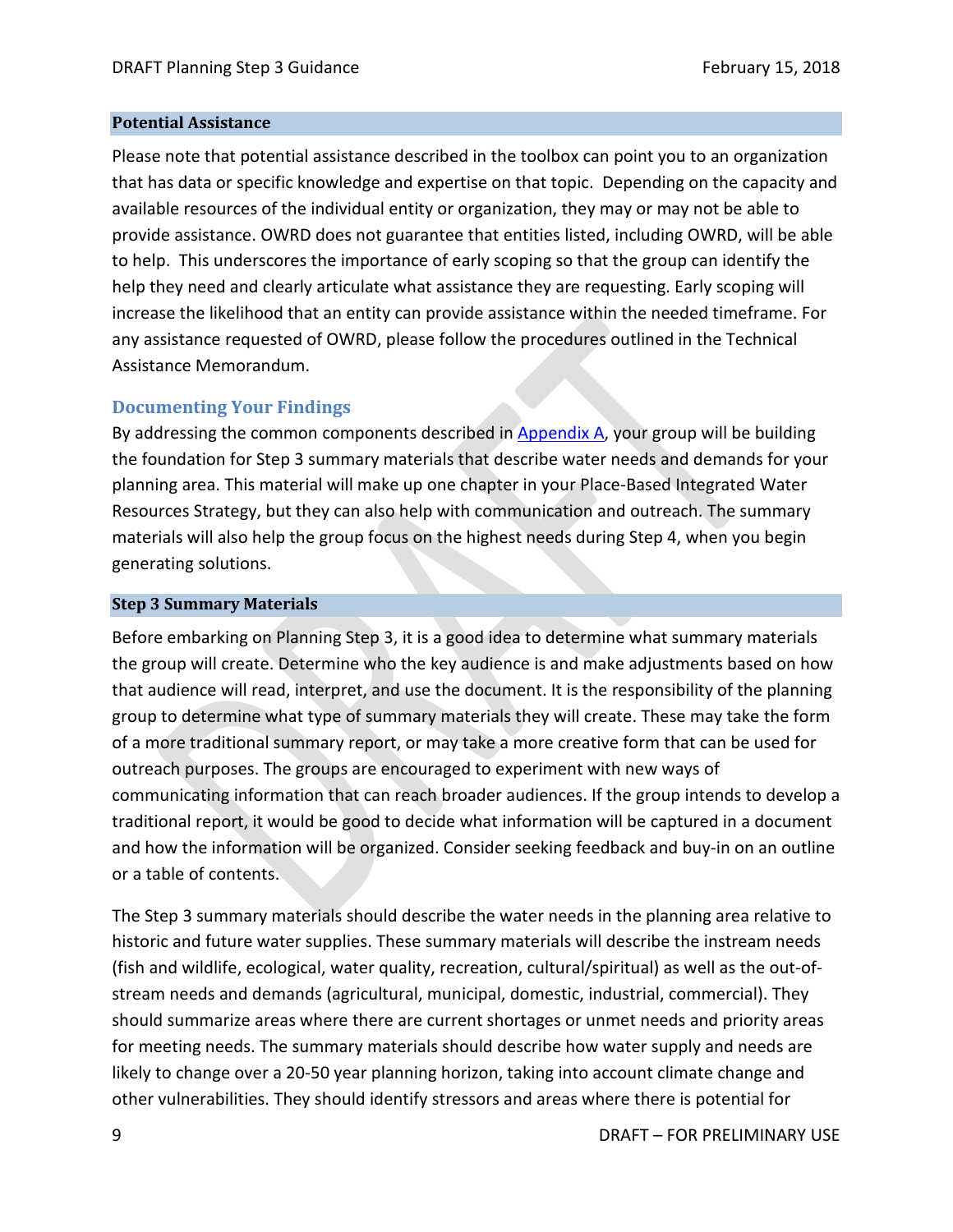### Potential Assistance

Please note that potential assistance described in the toolbox can point you to an organization that has data or specific knowledge and expertise on that topic. Depending on the capacity and available resources of the individual entity or organization, they may or may not be able to provide assistance. OWRD does not guarantee that entities listed, including OWRD, will be able to help. This underscores the importance of early scoping so that the group can identify the help they need and clearly articulate what assistance they are requesting. Early scoping will increase the likelihood that an entity can provide assistance within the needed timeframe. For any assistance requested of OWRD, please follow the procedures outlined in the Technical Assistance Memorandum.

## Documenting Your Findings

By addressing the common components described in Appendix A, your group will be building the foundation for Step 3 summary materials that describe water needs and demands for your planning area. This material will make up one chapter in your Place-Based Integrated Water Resources Strategy, but they can also help with communication and outreach. The summary materials will also help the group focus on the highest needs during Step 4, when you begin generating solutions.

### Step 3 Summary Materials

Before embarking on Planning Step 3, it is a good idea to determine what summary materials the group will create. Determine who the key audience is and make adjustments based on how that audience will read, interpret, and use the document. It is the responsibility of the planning group to determine what type of summary materials they will create. These may take the form of a more traditional summary report, or may take a more creative form that can be used for outreach purposes. The groups are encouraged to experiment with new ways of communicating information that can reach broader audiences. If the group intends to develop a traditional report, it would be good to decide what information will be captured in a document and how the information will be organized. Consider seeking feedback and buy-in on an outline or a table of contents.

The Step 3 summary materials should describe the water needs in the planning area relative to historic and future water supplies. These summary materials will describe the instream needs (fish and wildlife, ecological, water quality, recreation, cultural/spiritual) as well as the out-of-stream needs and demands (agricultural, municipal, domestic, industrial, commercial). They should summarize areas where there are current shortages or unmet needs and priority areas for meeting needs. The summary materials should describe how water supply and needs are likely to change over a 20-50 year planning horizon, taking into account climate change and other vulnerabilities. They should identify stressors and areas where there is potential for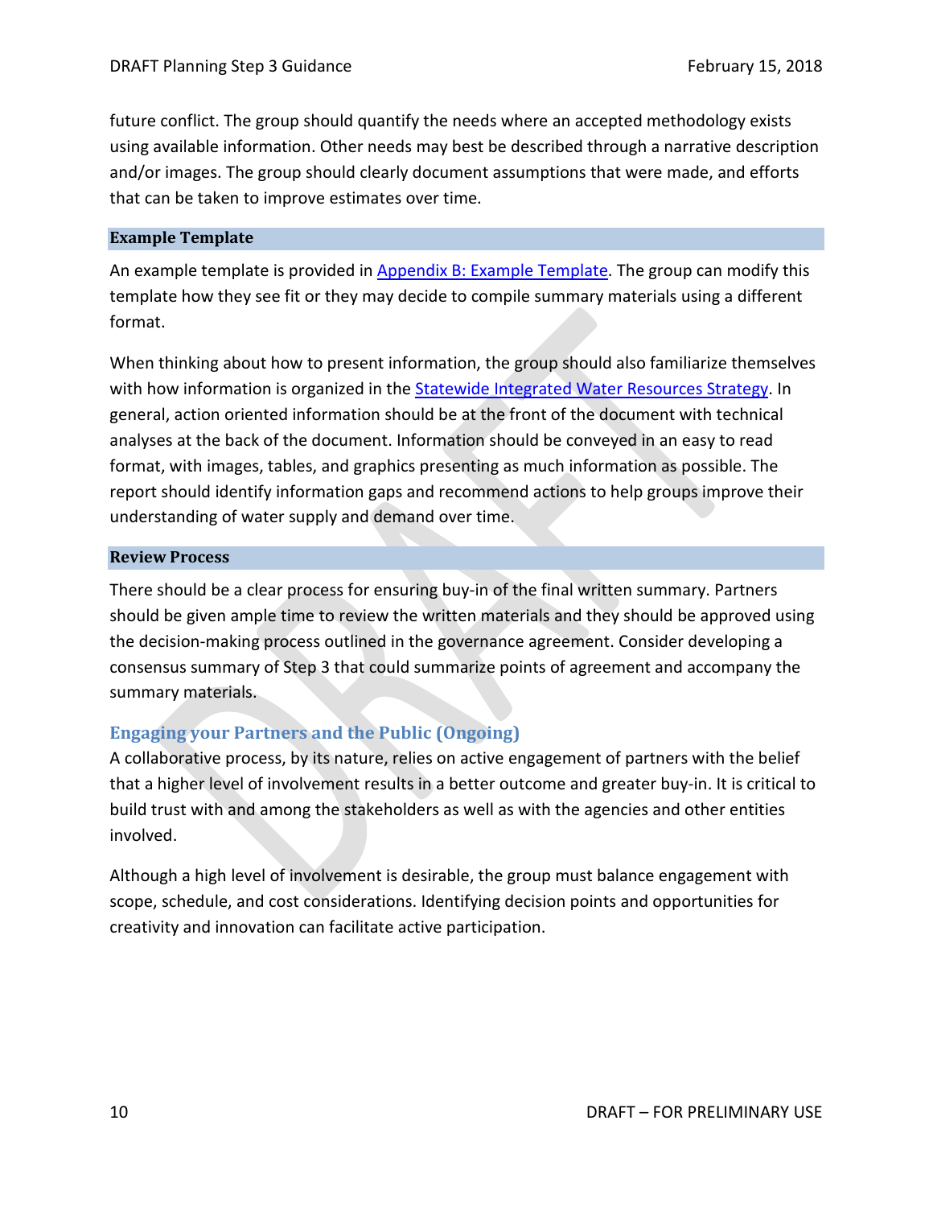future conflict. The group should quantify the needs where an accepted methodology exists using available information. Other needs may best be described through a narrative description and/or images. The group should clearly document assumptions that were made, and efforts that can be taken to improve estimates over time.

### Example Template

An example template is provided in [Appendix B: Example Template](). The group can modify this template how they see fit or they may decide to compile summary materials using a different format.

When thinking about how to present information, the group should also familiarize themselves with how information is organized in the [Statewide Integrated Water Resources Strategy](). In general, action oriented information should be at the front of the document with technical analyses at the back of the document. Information should be conveyed in an easy to read format, with images, tables, and graphics presenting as much information as possible. The report should identify information gaps and recommend actions to help groups improve their understanding of water supply and demand over time.

### Review Process

There should be a clear process for ensuring buy-in of the final written summary. Partners should be given ample time to review the written materials and they should be approved using the decision-making process outlined in the governance agreement. Consider developing a consensus summary of Step 3 that could summarize points of agreement and accompany the summary materials.

## Engaging your Partners and the Public (Ongoing)

A collaborative process, by its nature, relies on active engagement of partners with the belief that a higher level of involvement results in a better outcome and greater buy-in. It is critical to build trust with and among the stakeholders as well as with the agencies and other entities involved.

Although a high level of involvement is desirable, the group must balance engagement with scope, schedule, and cost considerations. Identifying decision points and opportunities for creativity and innovation can facilitate active participation.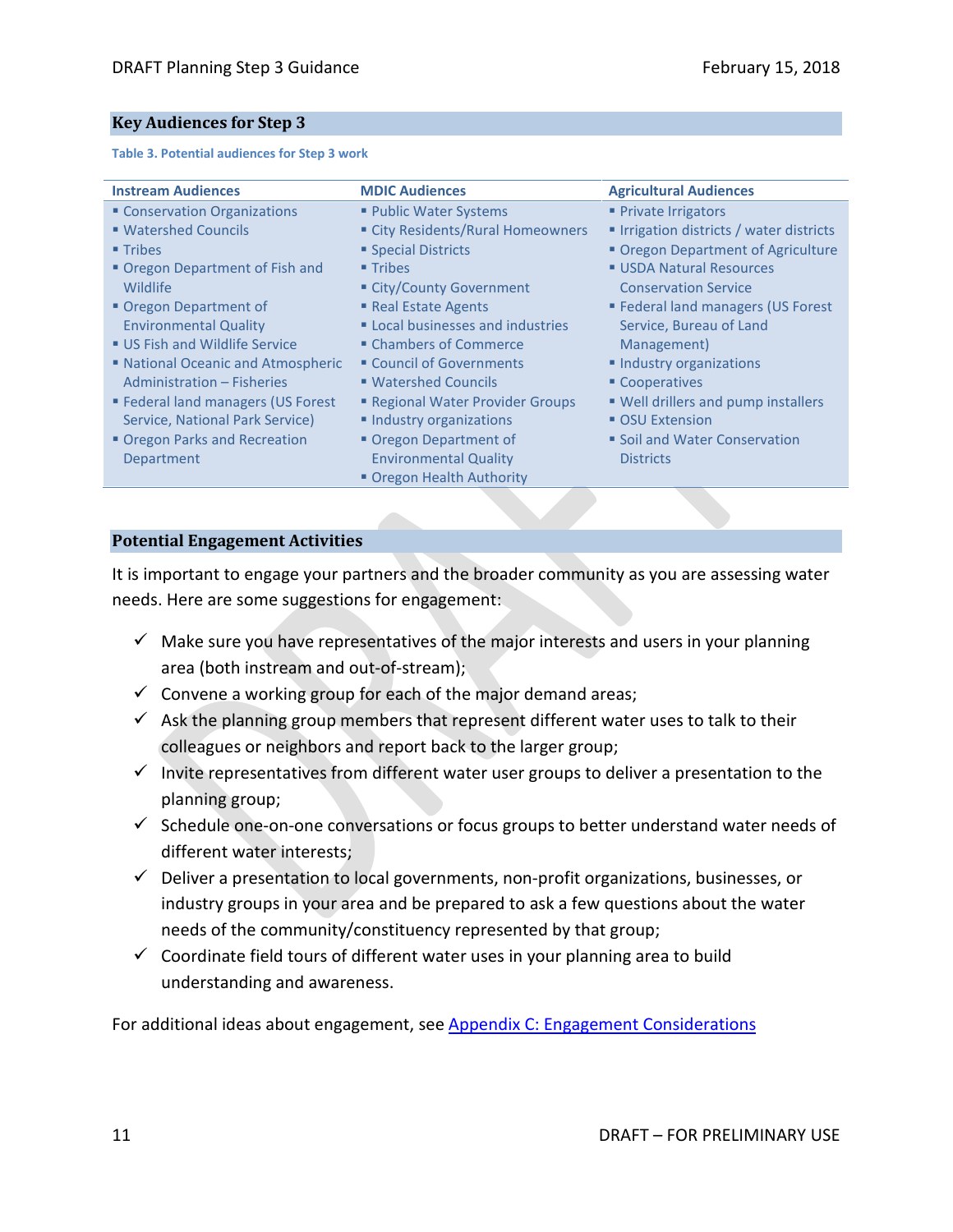## Key Audiences for Step 3

Table 3. Potential audiences for Step 3 work

| Instream Audiences | MDIC Audiences | Agricultural Audiences |
|---|---|---|
| ▪ Conservation Organizations<br>▪ Watershed Councils<br>▪ Tribes<br>▪ Oregon Department of Fish and Wildlife<br>▪ Oregon Department of Environmental Quality<br>▪ US Fish and Wildlife Service<br>▪ National Oceanic and Atmospheric Administration – Fisheries<br>▪ Federal land managers (US Forest Service, National Park Service)<br>▪ Oregon Parks and Recreation Department | ▪ Public Water Systems<br>▪ City Residents/Rural Homeowners<br>▪ Special Districts<br>▪ Tribes<br>▪ City/County Government<br>▪ Real Estate Agents<br>▪ Local businesses and industries<br>▪ Chambers of Commerce<br>▪ Council of Governments<br>▪ Watershed Councils<br>▪ Regional Water Provider Groups<br>▪ Industry organizations<br>▪ Oregon Department of Environmental Quality<br>▪ Oregon Health Authority | ▪ Private Irrigators<br>▪ Irrigation districts / water districts<br>▪ Oregon Department of Agriculture<br>▪ USDA Natural Resources Conservation Service<br>▪ Federal land managers (US Forest Service, Bureau of Land Management)<br>▪ Industry organizations<br>▪ Cooperatives<br>▪ Well drillers and pump installers<br>▪ OSU Extension<br>▪ Soil and Water Conservation Districts |

## Potential Engagement Activities

It is important to engage your partners and the broader community as you are assessing water needs. Here are some suggestions for engagement:

- ✓ Make sure you have representatives of the major interests and users in your planning area (both instream and out-of-stream);
- ✓ Convene a working group for each of the major demand areas;
- ✓ Ask the planning group members that represent different water uses to talk to their colleagues or neighbors and report back to the larger group;
- ✓ Invite representatives from different water user groups to deliver a presentation to the planning group;
- ✓ Schedule one-on-one conversations or focus groups to better understand water needs of different water interests;
- ✓ Deliver a presentation to local governments, non-profit organizations, businesses, or industry groups in your area and be prepared to ask a few questions about the water needs of the community/constituency represented by that group;
- ✓ Coordinate field tours of different water uses in your planning area to build understanding and awareness.

For additional ideas about engagement, see Appendix C: Engagement Considerations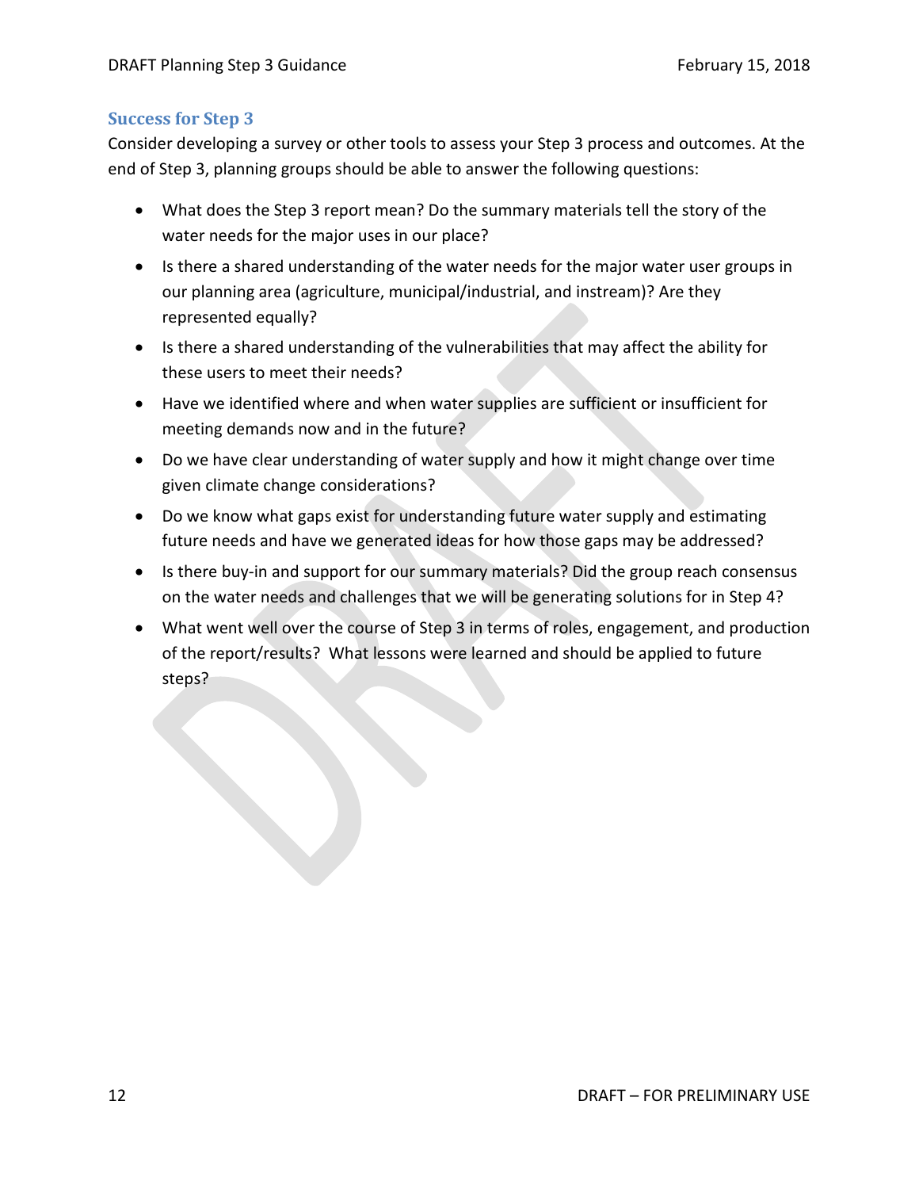### Success for Step 3

Consider developing a survey or other tools to assess your Step 3 process and outcomes. At the end of Step 3, planning groups should be able to answer the following questions:

- What does the Step 3 report mean? Do the summary materials tell the story of the water needs for the major uses in our place?
- Is there a shared understanding of the water needs for the major water user groups in our planning area (agriculture, municipal/industrial, and instream)? Are they represented equally?
- Is there a shared understanding of the vulnerabilities that may affect the ability for these users to meet their needs?
- Have we identified where and when water supplies are sufficient or insufficient for meeting demands now and in the future?
- Do we have clear understanding of water supply and how it might change over time given climate change considerations?
- Do we know what gaps exist for understanding future water supply and estimating future needs and have we generated ideas for how those gaps may be addressed?
- Is there buy-in and support for our summary materials? Did the group reach consensus on the water needs and challenges that we will be generating solutions for in Step 4?
- What went well over the course of Step 3 in terms of roles, engagement, and production of the report/results? What lessons were learned and should be applied to future steps?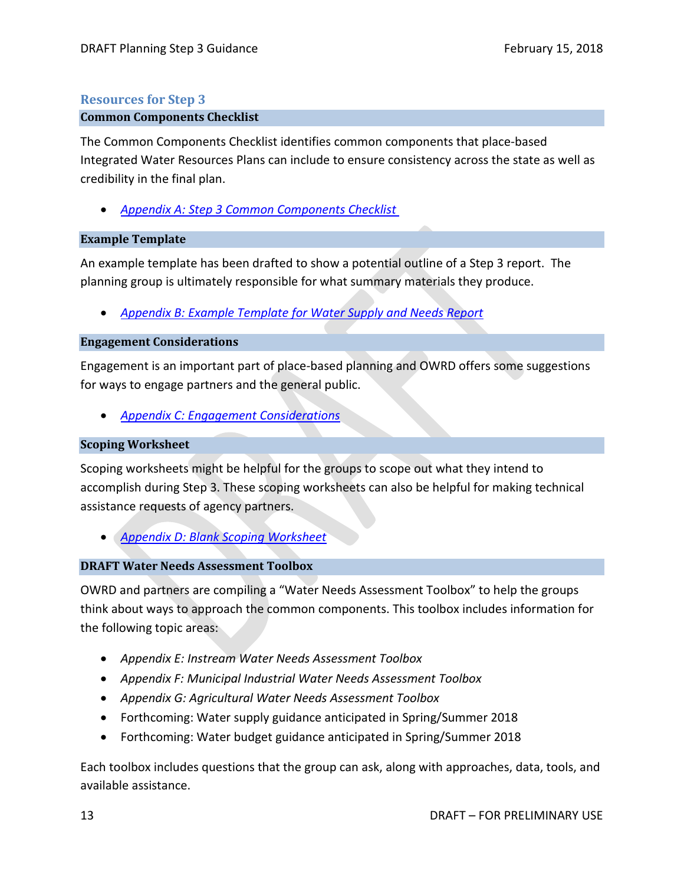## Resources for Step 3

### Common Components Checklist

The Common Components Checklist identifies common components that place-based Integrated Water Resources Plans can include to ensure consistency across the state as well as credibility in the final plan.

- *Appendix A: Step 3 Common Components Checklist*

### Example Template

An example template has been drafted to show a potential outline of a Step 3 report. The planning group is ultimately responsible for what summary materials they produce.

- *Appendix B: Example Template for Water Supply and Needs Report*

### Engagement Considerations

Engagement is an important part of place-based planning and OWRD offers some suggestions for ways to engage partners and the general public.

- *Appendix C: Engagement Considerations*

### Scoping Worksheet

Scoping worksheets might be helpful for the groups to scope out what they intend to accomplish during Step 3. These scoping worksheets can also be helpful for making technical assistance requests of agency partners.

- *Appendix D: Blank Scoping Worksheet*

### DRAFT Water Needs Assessment Toolbox

OWRD and partners are compiling a "Water Needs Assessment Toolbox" to help the groups think about ways to approach the common components. This toolbox includes information for the following topic areas:

- *Appendix E: Instream Water Needs Assessment Toolbox*
- *Appendix F: Municipal Industrial Water Needs Assessment Toolbox*
- *Appendix G: Agricultural Water Needs Assessment Toolbox*
- Forthcoming: Water supply guidance anticipated in Spring/Summer 2018
- Forthcoming: Water budget guidance anticipated in Spring/Summer 2018

Each toolbox includes questions that the group can ask, along with approaches, data, tools, and available assistance.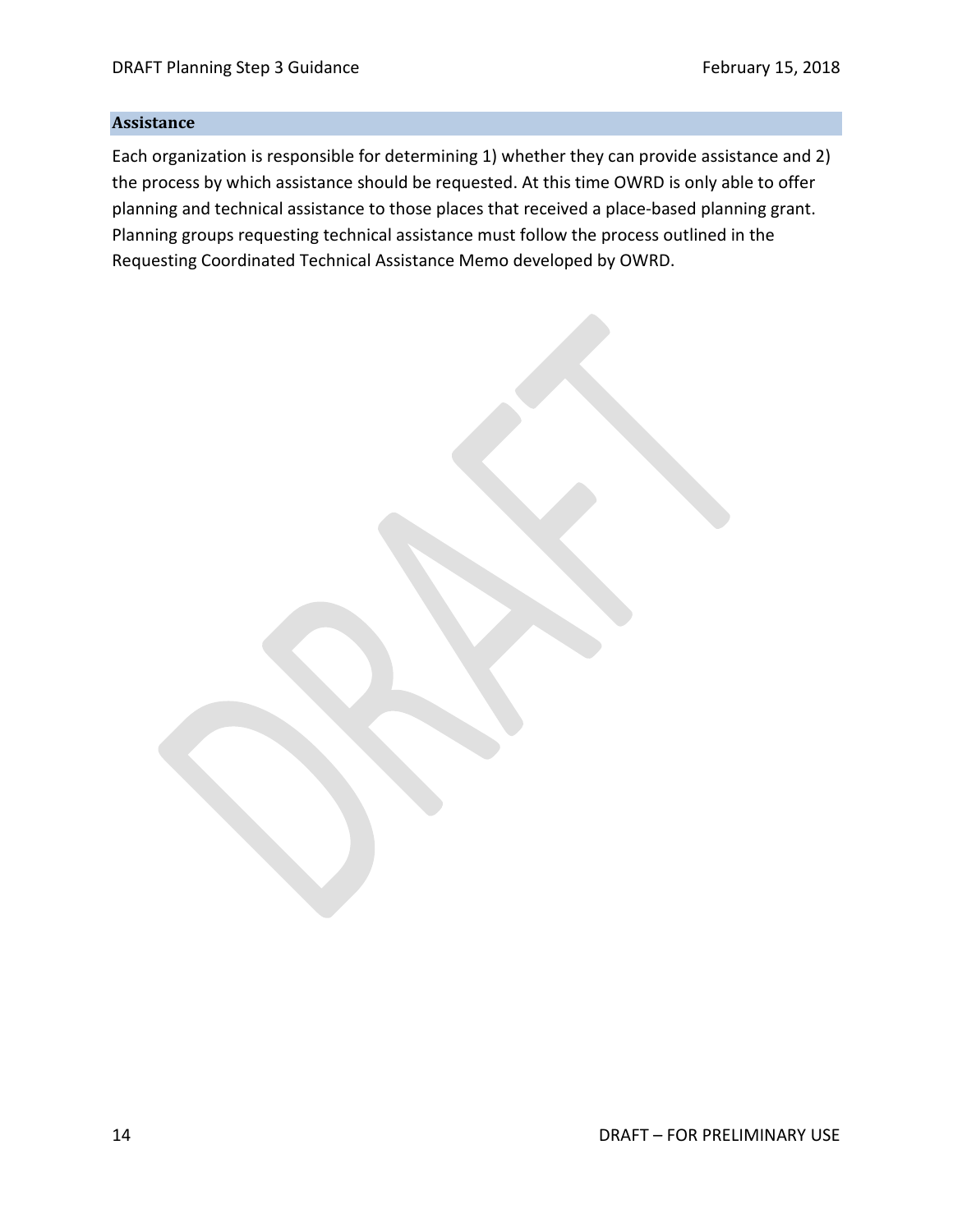## Assistance

Each organization is responsible for determining 1) whether they can provide assistance and 2) the process by which assistance should be requested. At this time OWRD is only able to offer planning and technical assistance to those places that received a place-based planning grant. Planning groups requesting technical assistance must follow the process outlined in the Requesting Coordinated Technical Assistance Memo developed by OWRD.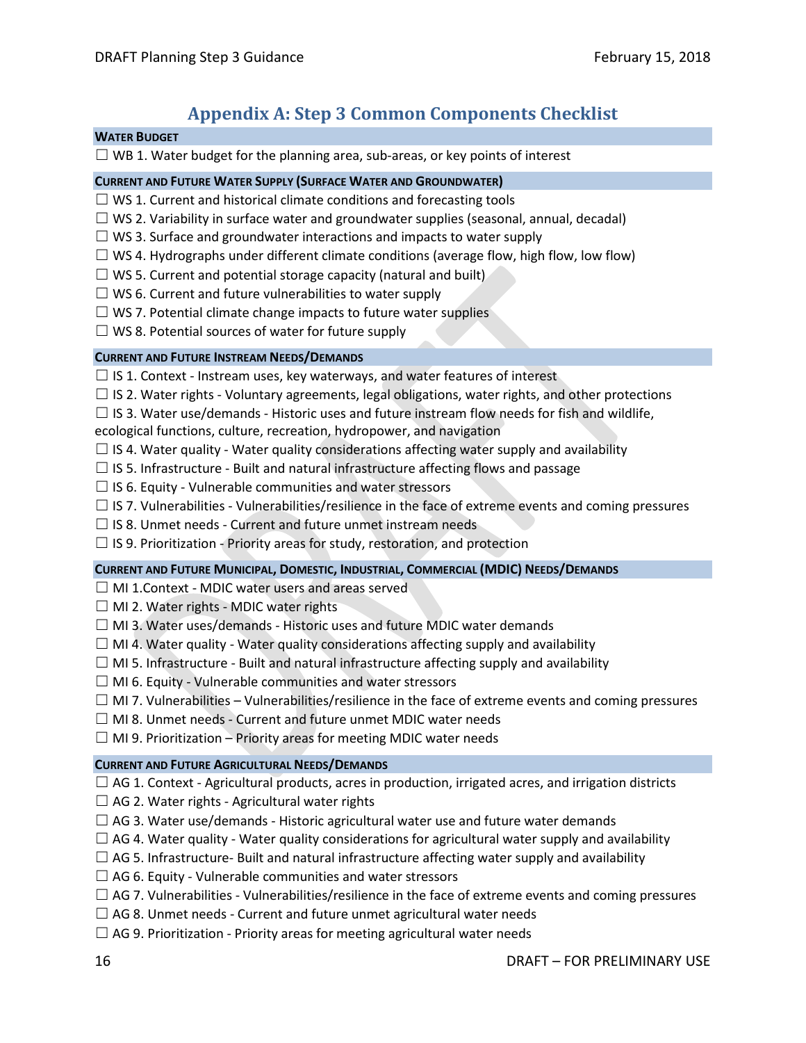# Appendix A: Step 3 Common Components Checklist

**WATER BUDGET**

☐ WB 1. Water budget for the planning area, sub-areas, or key points of interest

**CURRENT AND FUTURE WATER SUPPLY (SURFACE WATER AND GROUNDWATER)**

☐ WS 1. Current and historical climate conditions and forecasting tools
☐ WS 2. Variability in surface water and groundwater supplies (seasonal, annual, decadal)
☐ WS 3. Surface and groundwater interactions and impacts to water supply
☐ WS 4. Hydrographs under different climate conditions (average flow, high flow, low flow)
☐ WS 5. Current and potential storage capacity (natural and built)
☐ WS 6. Current and future vulnerabilities to water supply
☐ WS 7. Potential climate change impacts to future water supplies
☐ WS 8. Potential sources of water for future supply

**CURRENT AND FUTURE INSTREAM NEEDS/DEMANDS**

☐ IS 1. Context - Instream uses, key waterways, and water features of interest
☐ IS 2. Water rights - Voluntary agreements, legal obligations, water rights, and other protections
☐ IS 3. Water use/demands - Historic uses and future instream flow needs for fish and wildlife, ecological functions, culture, recreation, hydropower, and navigation
☐ IS 4. Water quality - Water quality considerations affecting water supply and availability
☐ IS 5. Infrastructure - Built and natural infrastructure affecting flows and passage
☐ IS 6. Equity - Vulnerable communities and water stressors
☐ IS 7. Vulnerabilities - Vulnerabilities/resilience in the face of extreme events and coming pressures
☐ IS 8. Unmet needs - Current and future unmet instream needs
☐ IS 9. Prioritization - Priority areas for study, restoration, and protection

**CURRENT AND FUTURE MUNICIPAL, DOMESTIC, INDUSTRIAL, COMMERCIAL (MDIC) NEEDS/DEMANDS**

☐ MI 1.Context - MDIC water users and areas served
☐ MI 2. Water rights - MDIC water rights
☐ MI 3. Water uses/demands - Historic uses and future MDIC water demands
☐ MI 4. Water quality - Water quality considerations affecting supply and availability
☐ MI 5. Infrastructure - Built and natural infrastructure affecting supply and availability
☐ MI 6. Equity - Vulnerable communities and water stressors
☐ MI 7. Vulnerabilities – Vulnerabilities/resilience in the face of extreme events and coming pressures
☐ MI 8. Unmet needs - Current and future unmet MDIC water needs
☐ MI 9. Prioritization – Priority areas for meeting MDIC water needs

**CURRENT AND FUTURE AGRICULTURAL NEEDS/DEMANDS**

☐ AG 1. Context - Agricultural products, acres in production, irrigated acres, and irrigation districts
☐ AG 2. Water rights - Agricultural water rights
☐ AG 3. Water use/demands - Historic agricultural water use and future water demands
☐ AG 4. Water quality - Water quality considerations for agricultural water supply and availability
☐ AG 5. Infrastructure- Built and natural infrastructure affecting water supply and availability
☐ AG 6. Equity - Vulnerable communities and water stressors
☐ AG 7. Vulnerabilities - Vulnerabilities/resilience in the face of extreme events and coming pressures
☐ AG 8. Unmet needs - Current and future unmet agricultural water needs
☐ AG 9. Prioritization - Priority areas for meeting agricultural water needs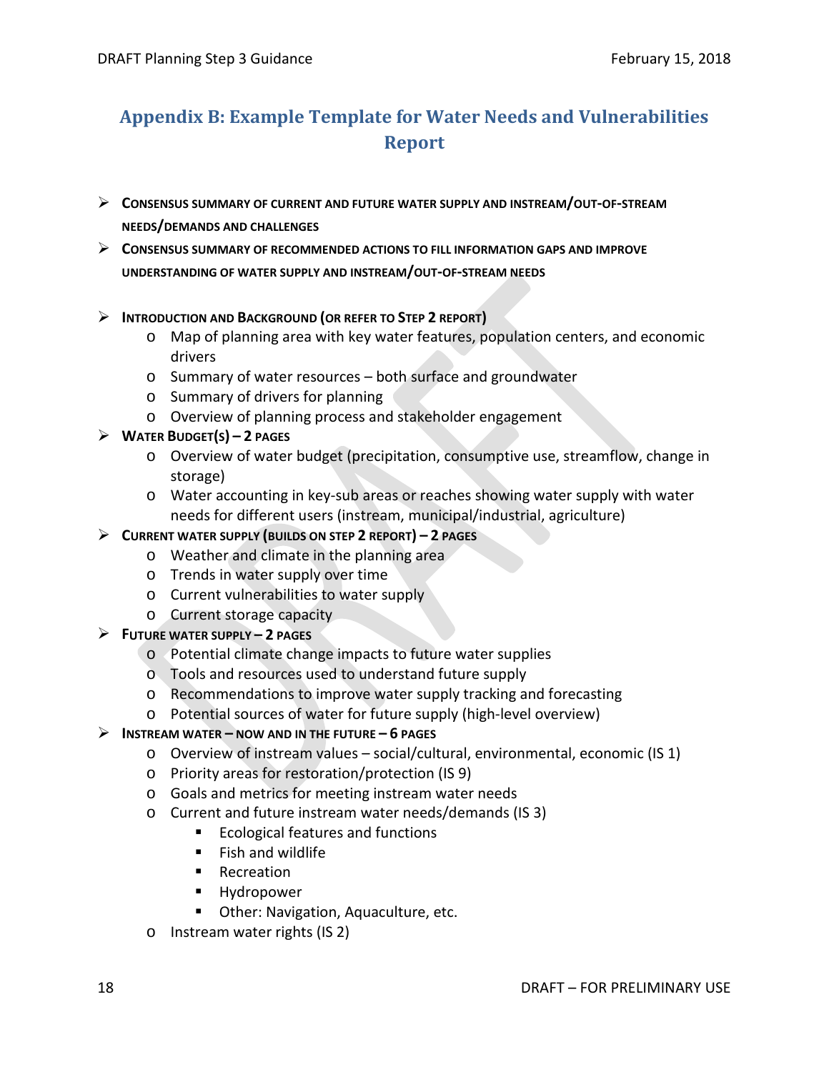# Appendix B: Example Template for Water Needs and Vulnerabilities Report

- **Consensus summary of current and future water supply and instream/out-of-stream needs/demands and challenges**
- **Consensus summary of recommended actions to fill information gaps and improve understanding of water supply and instream/out-of-stream needs**

- **Introduction and Background (or refer to Step 2 report)**
  - Map of planning area with key water features, population centers, and economic drivers
  - Summary of water resources – both surface and groundwater
  - Summary of drivers for planning
  - Overview of planning process and stakeholder engagement
- **Water Budget(s) – 2 pages**
  - Overview of water budget (precipitation, consumptive use, streamflow, change in storage)
  - Water accounting in key-sub areas or reaches showing water supply with water needs for different users (instream, municipal/industrial, agriculture)
- **Current water supply (builds on Step 2 report) – 2 pages**
  - Weather and climate in the planning area
  - Trends in water supply over time
  - Current vulnerabilities to water supply
  - Current storage capacity
- **Future water supply – 2 pages**
  - Potential climate change impacts to future water supplies
  - Tools and resources used to understand future supply
  - Recommendations to improve water supply tracking and forecasting
  - Potential sources of water for future supply (high-level overview)
- **Instream water – now and in the future – 6 pages**
  - Overview of instream values – social/cultural, environmental, economic (IS 1)
  - Priority areas for restoration/protection (IS 9)
  - Goals and metrics for meeting instream water needs
  - Current and future instream water needs/demands (IS 3)
    - Ecological features and functions
    - Fish and wildlife
    - Recreation
    - Hydropower
    - Other: Navigation, Aquaculture, etc.
  - Instream water rights (IS 2)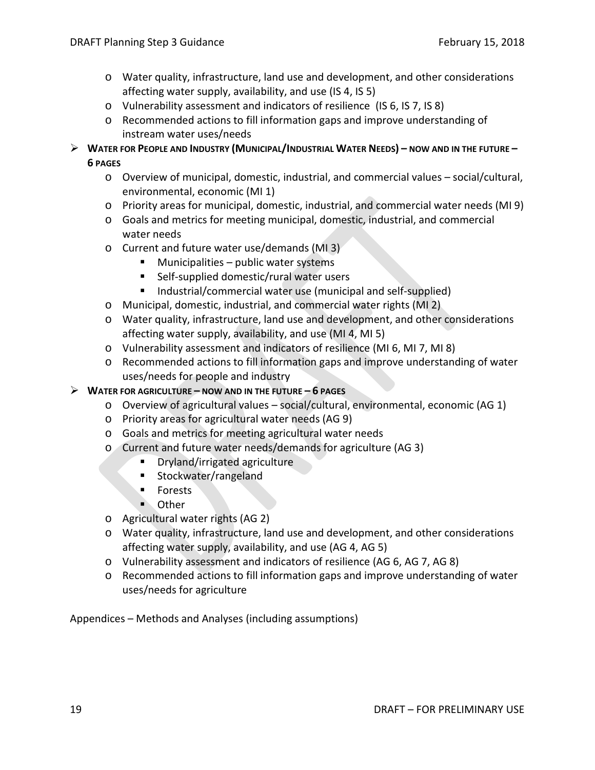- Water quality, infrastructure, land use and development, and other considerations affecting water supply, availability, and use (IS 4, IS 5)
- Vulnerability assessment and indicators of resilience (IS 6, IS 7, IS 8)
- Recommended actions to fill information gaps and improve understanding of instream water uses/needs

- **WATER FOR PEOPLE AND INDUSTRY (MUNICIPAL/INDUSTRIAL WATER NEEDS) – NOW AND IN THE FUTURE – 6 PAGES**
  - Overview of municipal, domestic, industrial, and commercial values – social/cultural, environmental, economic (MI 1)
  - Priority areas for municipal, domestic, industrial, and commercial water needs (MI 9)
  - Goals and metrics for meeting municipal, domestic, industrial, and commercial water needs
  - Current and future water use/demands (MI 3)
    - Municipalities – public water systems
    - Self-supplied domestic/rural water users
    - Industrial/commercial water use (municipal and self-supplied)
  - Municipal, domestic, industrial, and commercial water rights (MI 2)
  - Water quality, infrastructure, land use and development, and other considerations affecting water supply, availability, and use (MI 4, MI 5)
  - Vulnerability assessment and indicators of resilience (MI 6, MI 7, MI 8)
  - Recommended actions to fill information gaps and improve understanding of water uses/needs for people and industry

- **WATER FOR AGRICULTURE – NOW AND IN THE FUTURE – 6 PAGES**
  - Overview of agricultural values – social/cultural, environmental, economic (AG 1)
  - Priority areas for agricultural water needs (AG 9)
  - Goals and metrics for meeting agricultural water needs
  - Current and future water needs/demands for agriculture (AG 3)
    - Dryland/irrigated agriculture
    - Stockwater/rangeland
    - Forests
    - Other
  - Agricultural water rights (AG 2)
  - Water quality, infrastructure, land use and development, and other considerations affecting water supply, availability, and use (AG 4, AG 5)
  - Vulnerability assessment and indicators of resilience (AG 6, AG 7, AG 8)
  - Recommended actions to fill information gaps and improve understanding of water uses/needs for agriculture

Appendices – Methods and Analyses (including assumptions)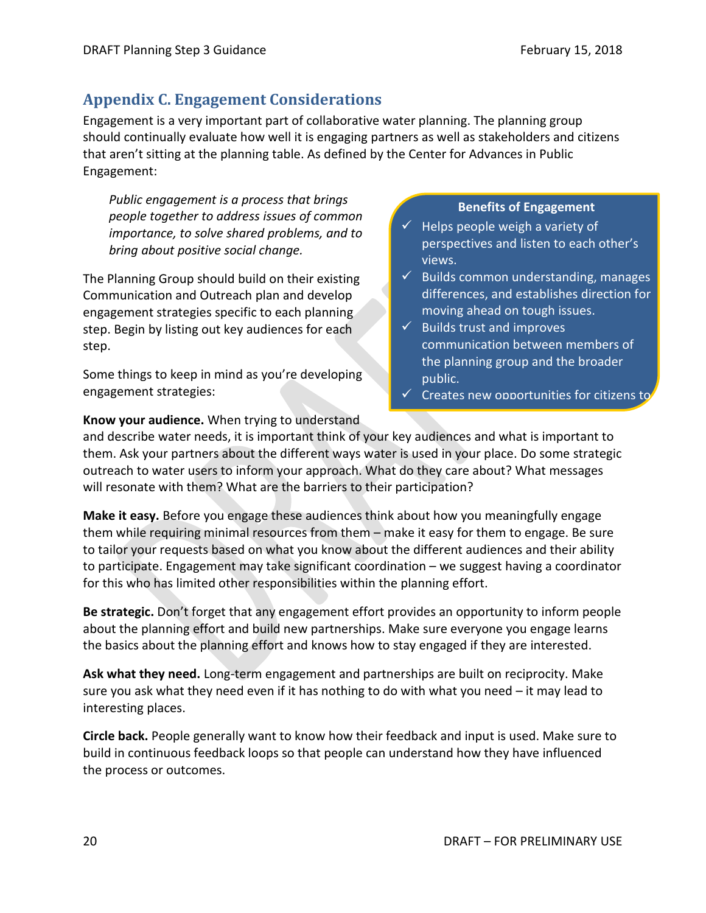## Appendix C. Engagement Considerations

Engagement is a very important part of collaborative water planning. The planning group should continually evaluate how well it is engaging partners as well as stakeholders and citizens that aren't sitting at the planning table. As defined by the Center for Advances in Public Engagement:

> *Public engagement is a process that brings people together to address issues of common importance, to solve shared problems, and to bring about positive social change.*

**Benefits of Engagement**

- ✓ Helps people weigh a variety of perspectives and listen to each other's views.
- ✓ Builds common understanding, manages differences, and establishes direction for moving ahead on tough issues.
- ✓ Builds trust and improves communication between members of the planning group and the broader public.
- ✓ Creates new opportunities for citizens to

The Planning Group should build on their existing Communication and Outreach plan and develop engagement strategies specific to each planning step. Begin by listing out key audiences for each step.

Some things to keep in mind as you're developing engagement strategies:

**Know your audience.** When trying to understand and describe water needs, it is important think of your key audiences and what is important to them. Ask your partners about the different ways water is used in your place. Do some strategic outreach to water users to inform your approach. What do they care about? What messages will resonate with them? What are the barriers to their participation?

**Make it easy.** Before you engage these audiences think about how you meaningfully engage them while requiring minimal resources from them – make it easy for them to engage. Be sure to tailor your requests based on what you know about the different audiences and their ability to participate. Engagement may take significant coordination – we suggest having a coordinator for this who has limited other responsibilities within the planning effort.

**Be strategic.** Don't forget that any engagement effort provides an opportunity to inform people about the planning effort and build new partnerships. Make sure everyone you engage learns the basics about the planning effort and knows how to stay engaged if they are interested.

**Ask what they need.** Long-term engagement and partnerships are built on reciprocity. Make sure you ask what they need even if it has nothing to do with what you need – it may lead to interesting places.

**Circle back.** People generally want to know how their feedback and input is used. Make sure to build in continuous feedback loops so that people can understand how they have influenced the process or outcomes.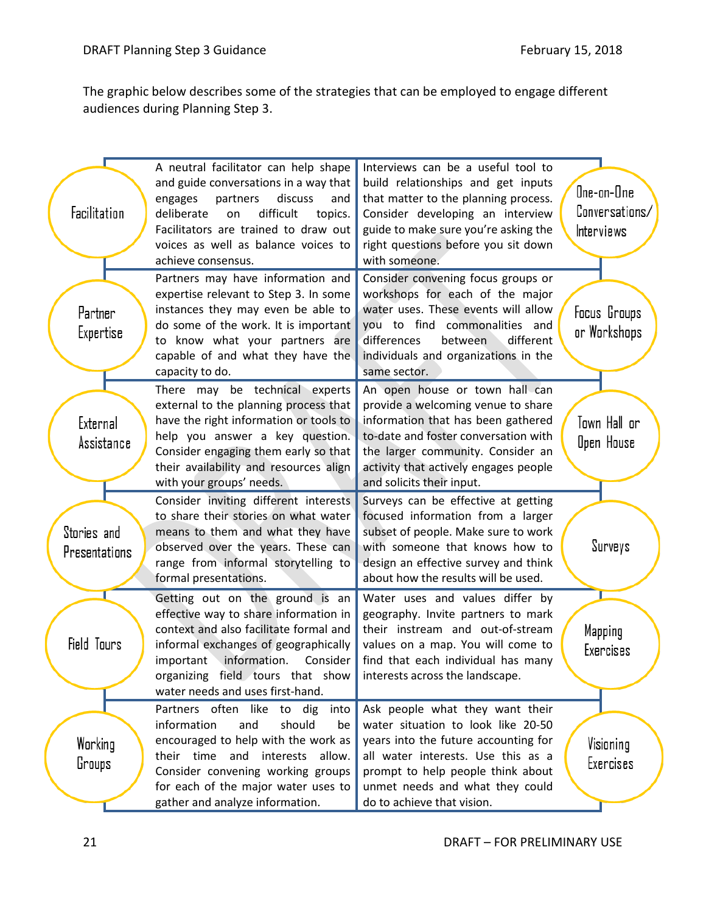The graphic below describes some of the strategies that can be employed to engage different audiences during Planning Step 3.

| Strategy | Description | Description | Strategy |
|---|---|---|---|
| Facilitation | A neutral facilitator can help shape and guide conversations in a way that engages partners discuss and deliberate on difficult topics. Facilitators are trained to draw out voices as well as balance voices to achieve consensus. | Interviews can be a useful tool to build relationships and get inputs that matter to the planning process. Consider developing an interview guide to make sure you're asking the right questions before you sit down with someone. | One-on-One Conversations/ Interviews |
| Partner Expertise | Partners may have information and expertise relevant to Step 3. In some instances they may even be able to do some of the work. It is important to know what your partners are capable of and what they have the capacity to do. | Consider convening focus groups or workshops for each of the major water uses. These events will allow you to find commonalities and differences between different individuals and organizations in the same sector. | Focus Groups or Workshops |
| External Assistance | There may be technical experts external to the planning process that have the right information or tools to help you answer a key question. Consider engaging them early so that their availability and resources align with your groups' needs. | An open house or town hall can provide a welcoming venue to share information that has been gathered to-date and foster conversation with the larger community. Consider an activity that actively engages people and solicits their input. | Town Hall or Open House |
| Stories and Presentations | Consider inviting different interests to share their stories on what water means to them and what they have observed over the years. These can range from informal storytelling to formal presentations. | Surveys can be effective at getting focused information from a larger subset of people. Make sure to work with someone that knows how to design an effective survey and think about how the results will be used. | Surveys |
| Field Tours | Getting out on the ground is an effective way to share information in context and also facilitate formal and informal exchanges of geographically important information. Consider organizing field tours that show water needs and uses first-hand. | Water uses and values differ by geography. Invite partners to mark their instream and out-of-stream values on a map. You will come to find that each individual has many interests across the landscape. | Mapping Exercises |
| Working Groups | Partners often like to dig into information and should be encouraged to help with the work as their time and interests allow. Consider convening working groups for each of the major water uses to gather and analyze information. | Ask people what they want their water situation to look like 20-50 years into the future accounting for all water interests. Use this as a prompt to help people think about unmet needs and what they could do to achieve that vision. | Visioning Exercises |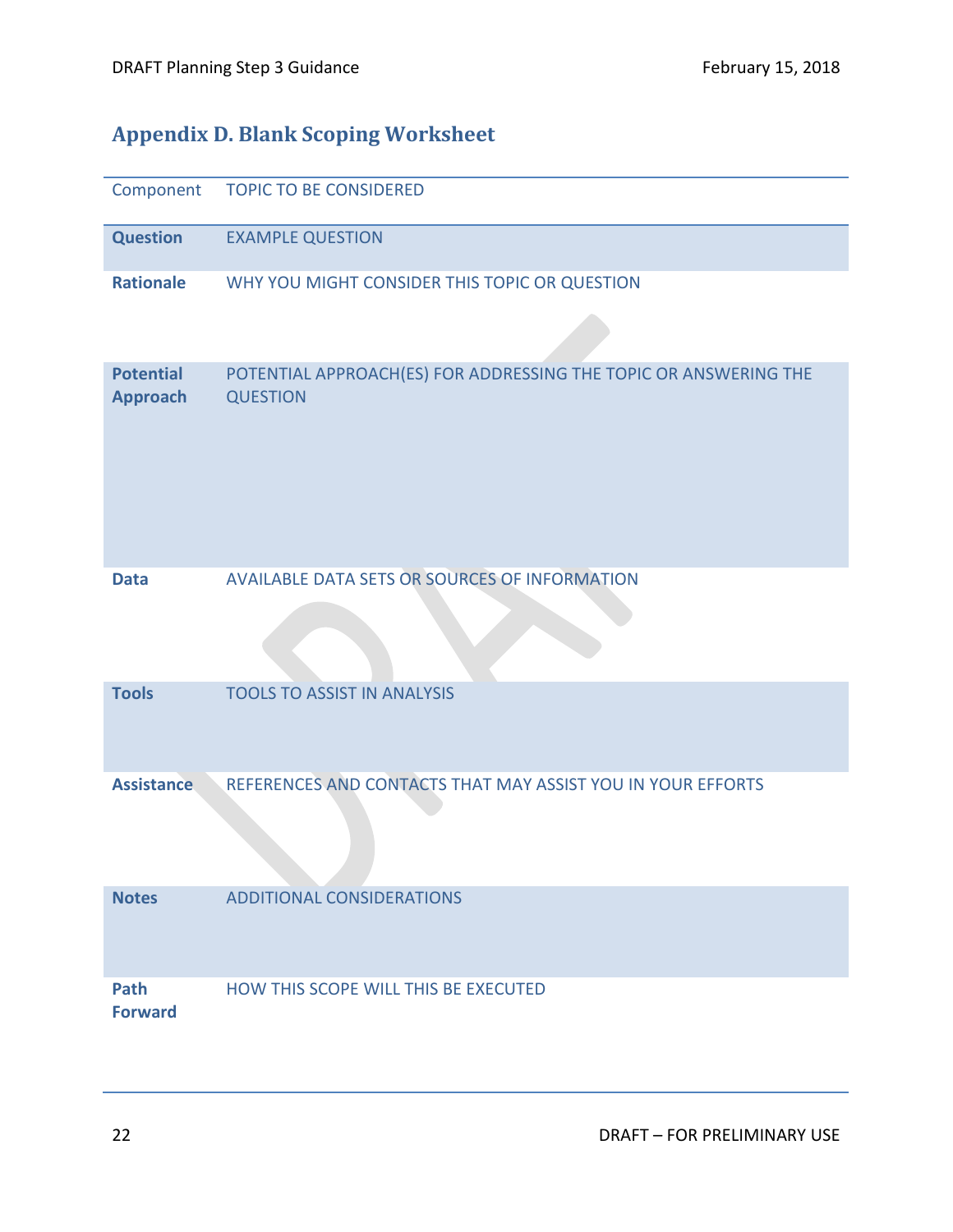## Appendix D. Blank Scoping Worksheet

| Component | TOPIC TO BE CONSIDERED |
|---|---|
| **Question** | EXAMPLE QUESTION |
| **Rationale** | WHY YOU MIGHT CONSIDER THIS TOPIC OR QUESTION |
| **Potential Approach** | POTENTIAL APPROACH(ES) FOR ADDRESSING THE TOPIC OR ANSWERING THE QUESTION |
| **Data** | AVAILABLE DATA SETS OR SOURCES OF INFORMATION |
| **Tools** | TOOLS TO ASSIST IN ANALYSIS |
| **Assistance** | REFERENCES AND CONTACTS THAT MAY ASSIST YOU IN YOUR EFFORTS |
| **Notes** | ADDITIONAL CONSIDERATIONS |
| **Path Forward** | HOW THIS SCOPE WILL THIS BE EXECUTED |